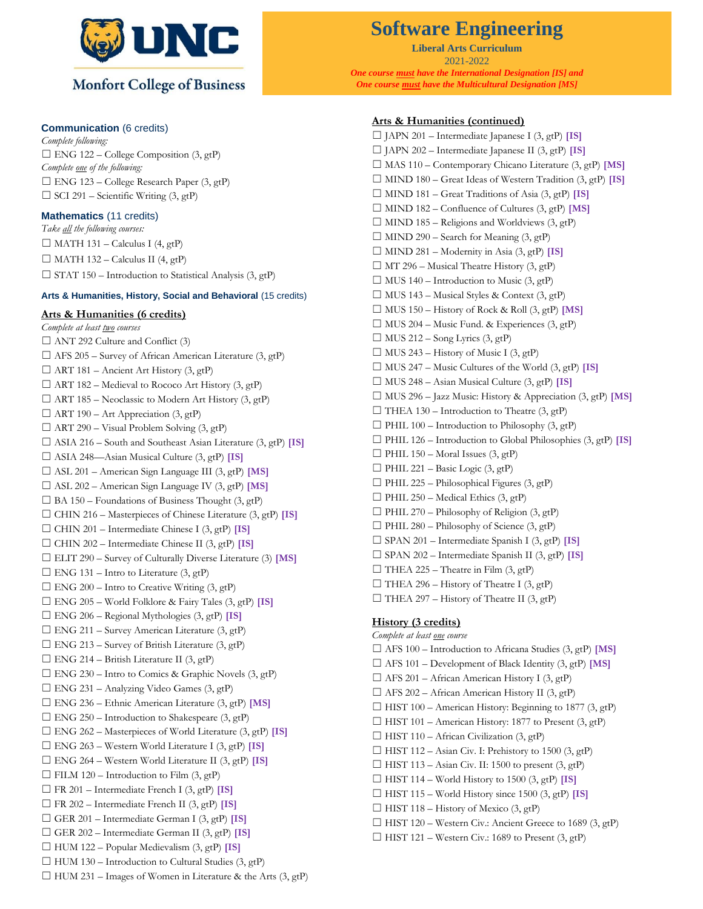Monfort College of Business

# Software Engineering

**Liberal Arts Curriculum**

2021-2022

***One course must have the International Designation [IS] and***
***One course must have the Multicultural Designation [MS]***

## Communication (6 credits)

*Complete following:*

☐ ENG 122 – College Composition (3, gtP)

*Complete one of the following:*

☐ ENG 123 – College Research Paper (3, gtP)
☐ SCI 291 – Scientific Writing (3, gtP)

## Mathematics (11 credits)

*Take all the following courses:*

☐ MATH 131 – Calculus I (4, gtP)
☐ MATH 132 – Calculus II (4, gtP)
☐ STAT 150 – Introduction to Statistical Analysis (3, gtP)

## Arts & Humanities, History, Social and Behavioral (15 credits)

### Arts & Humanities (6 credits)

*Complete at least two courses*

☐ ANT 292 Culture and Conflict (3)
☐ AFS 205 – Survey of African American Literature (3, gtP)
☐ ART 181 – Ancient Art History (3, gtP)
☐ ART 182 – Medieval to Rococo Art History (3, gtP)
☐ ART 185 – Neoclassic to Modern Art History (3, gtP)
☐ ART 190 – Art Appreciation (3, gtP)
☐ ART 290 – Visual Problem Solving (3, gtP)
☐ ASIA 216 – South and Southeast Asian Literature (3, gtP) **[IS]**
☐ ASIA 248—Asian Musical Culture (3, gtP) **[IS]**
☐ ASL 201 – American Sign Language III (3, gtP) **[MS]**
☐ ASL 202 – American Sign Language IV (3, gtP) **[MS]**
☐ BA 150 – Foundations of Business Thought (3, gtP)
☐ CHIN 216 – Masterpieces of Chinese Literature (3, gtP) **[IS]**
☐ CHIN 201 – Intermediate Chinese I (3, gtP) **[IS]**
☐ CHIN 202 – Intermediate Chinese II (3, gtP) **[IS]**
☐ ELIT 290 – Survey of Culturally Diverse Literature (3) **[MS]**
☐ ENG 131 – Intro to Literature (3, gtP)
☐ ENG 200 – Intro to Creative Writing (3, gtP)
☐ ENG 205 – World Folklore & Fairy Tales (3, gtP) **[IS]**
☐ ENG 206 – Regional Mythologies (3, gtP) **[IS]**
☐ ENG 211 – Survey American Literature (3, gtP)
☐ ENG 213 – Survey of British Literature (3, gtP)
☐ ENG 214 – British Literature II (3, gtP)
☐ ENG 230 – Intro to Comics & Graphic Novels (3, gtP)
☐ ENG 231 – Analyzing Video Games (3, gtP)
☐ ENG 236 – Ethnic American Literature (3, gtP) **[MS]**
☐ ENG 250 – Introduction to Shakespeare (3, gtP)
☐ ENG 262 – Masterpieces of World Literature (3, gtP) **[IS]**
☐ ENG 263 – Western World Literature I (3, gtP) **[IS]**
☐ ENG 264 – Western World Literature II (3, gtP) **[IS]**
☐ FILM 120 – Introduction to Film (3, gtP)
☐ FR 201 – Intermediate French I (3, gtP) **[IS]**
☐ FR 202 – Intermediate French II (3, gtP) **[IS]**
☐ GER 201 – Intermediate German I (3, gtP) **[IS]**
☐ GER 202 – Intermediate German II (3, gtP) **[IS]**
☐ HUM 122 – Popular Medievalism (3, gtP) **[IS]**
☐ HUM 130 – Introduction to Cultural Studies (3, gtP)
☐ HUM 231 – Images of Women in Literature & the Arts (3, gtP)

### Arts & Humanities (continued)

☐ JAPN 201 – Intermediate Japanese I (3, gtP) **[IS]**
☐ JAPN 202 – Intermediate Japanese II (3, gtP) **[IS]**
☐ MAS 110 – Contemporary Chicano Literature (3, gtP) **[MS]**
☐ MIND 180 – Great Ideas of Western Tradition (3, gtP) **[IS]**
☐ MIND 181 – Great Traditions of Asia (3, gtP) **[IS]**
☐ MIND 182 – Confluence of Cultures (3, gtP) **[MS]**
☐ MIND 185 – Religions and Worldviews (3, gtP)
☐ MIND 290 – Search for Meaning (3, gtP)
☐ MIND 281 – Modernity in Asia (3, gtP) **[IS]**
☐ MT 296 – Musical Theatre History (3, gtP)
☐ MUS 140 – Introduction to Music (3, gtP)
☐ MUS 143 – Musical Styles & Context (3, gtP)
☐ MUS 150 – History of Rock & Roll (3, gtP) **[MS]**
☐ MUS 204 – Music Fund. & Experiences (3, gtP)
☐ MUS 212 – Song Lyrics (3, gtP)
☐ MUS 243 – History of Music I (3, gtP)
☐ MUS 247 – Music Cultures of the World (3, gtP) **[IS]**
☐ MUS 248 – Asian Musical Culture (3, gtP) **[IS]**
☐ MUS 296 – Jazz Music: History & Appreciation (3, gtP) **[MS]**
☐ THEA 130 – Introduction to Theatre (3, gtP)
☐ PHIL 100 – Introduction to Philosophy (3, gtP)
☐ PHIL 126 – Introduction to Global Philosophies (3, gtP) **[IS]**
☐ PHIL 150 – Moral Issues (3, gtP)
☐ PHIL 221 – Basic Logic (3, gtP)
☐ PHIL 225 – Philosophical Figures (3, gtP)
☐ PHIL 250 – Medical Ethics (3, gtP)
☐ PHIL 270 – Philosophy of Religion (3, gtP)
☐ PHIL 280 – Philosophy of Science (3, gtP)
☐ SPAN 201 – Intermediate Spanish I (3, gtP) **[IS]**
☐ SPAN 202 – Intermediate Spanish II (3, gtP) **[IS]**
☐ THEA 225 – Theatre in Film (3, gtP)
☐ THEA 296 – History of Theatre I (3, gtP)
☐ THEA 297 – History of Theatre II (3, gtP)

### History (3 credits)

*Complete at least one course*

☐ AFS 100 – Introduction to Africana Studies (3, gtP) **[MS]**
☐ AFS 101 – Development of Black Identity (3, gtP) **[MS]**
☐ AFS 201 – African American History I (3, gtP)
☐ AFS 202 – African American History II (3, gtP)
☐ HIST 100 – American History: Beginning to 1877 (3, gtP)
☐ HIST 101 – American History: 1877 to Present (3, gtP)
☐ HIST 110 – African Civilization (3, gtP)
☐ HIST 112 – Asian Civ. I: Prehistory to 1500 (3, gtP)
☐ HIST 113 – Asian Civ. II: 1500 to present (3, gtP)
☐ HIST 114 – World History to 1500 (3, gtP) **[IS]**
☐ HIST 115 – World History since 1500 (3, gtP) **[IS]**
☐ HIST 118 – History of Mexico (3, gtP)
☐ HIST 120 – Western Civ.: Ancient Greece to 1689 (3, gtP)
☐ HIST 121 – Western Civ.: 1689 to Present (3, gtP)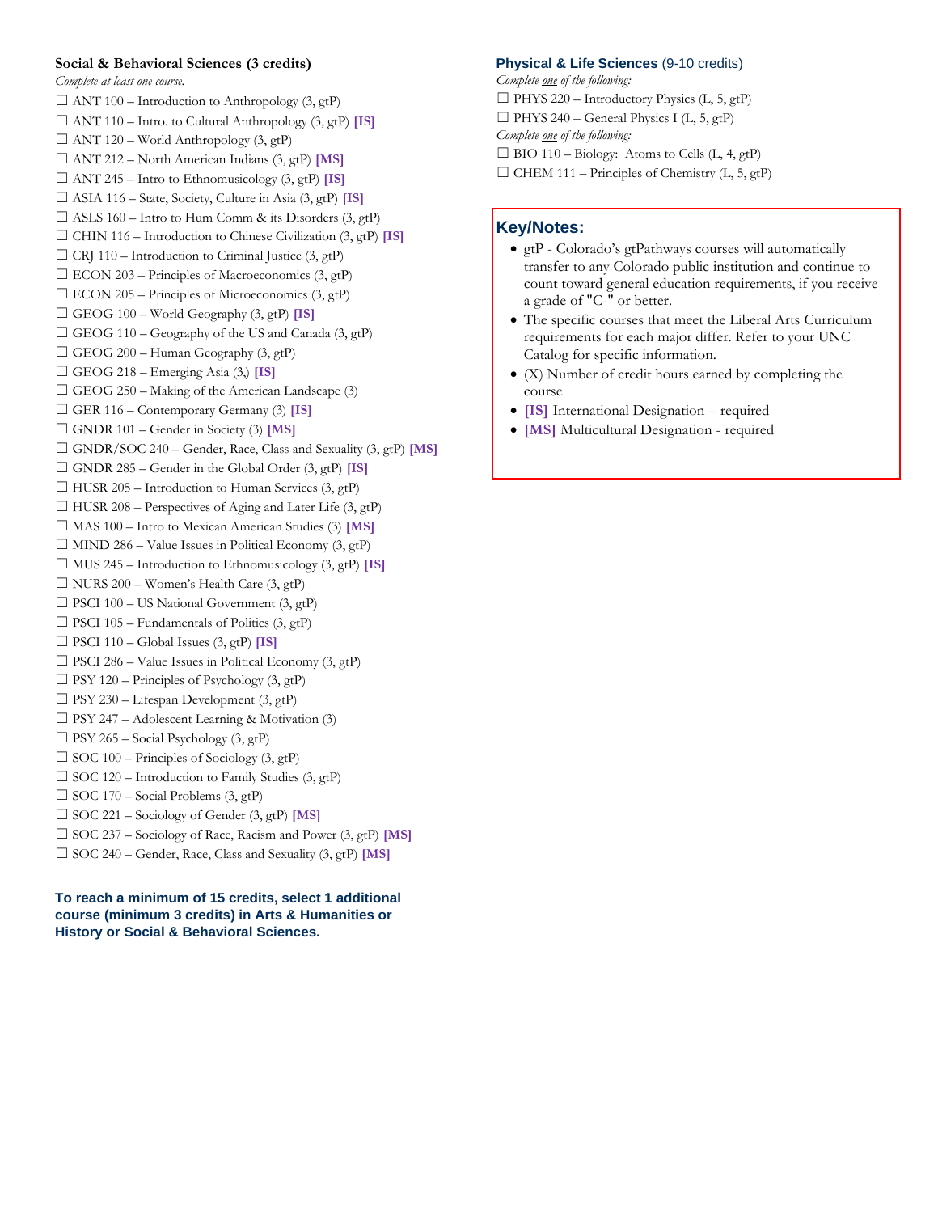## Social & Behavioral Sciences (3 credits)

*Complete at least one course.*

- ☐ ANT 100 – Introduction to Anthropology (3, gtP)
- ☐ ANT 110 – Intro. to Cultural Anthropology (3, gtP) **[IS]**
- ☐ ANT 120 – World Anthropology (3, gtP)
- ☐ ANT 212 – North American Indians (3, gtP) **[MS]**
- ☐ ANT 245 – Intro to Ethnomusicology (3, gtP) **[IS]**
- ☐ ASIA 116 – State, Society, Culture in Asia (3, gtP) **[IS]**
- ☐ ASLS 160 – Intro to Hum Comm & its Disorders (3, gtP)
- ☐ CHIN 116 – Introduction to Chinese Civilization (3, gtP) **[IS]**
- ☐ CRJ 110 – Introduction to Criminal Justice (3, gtP)
- ☐ ECON 203 – Principles of Macroeconomics (3, gtP)
- ☐ ECON 205 – Principles of Microeconomics (3, gtP)
- ☐ GEOG 100 – World Geography (3, gtP) **[IS]**
- ☐ GEOG 110 – Geography of the US and Canada (3, gtP)
- ☐ GEOG 200 – Human Geography (3, gtP)
- ☐ GEOG 218 – Emerging Asia (3,) **[IS]**
- ☐ GEOG 250 – Making of the American Landscape (3)
- ☐ GER 116 – Contemporary Germany (3) **[IS]**
- ☐ GNDR 101 – Gender in Society (3) **[MS]**
- ☐ GNDR/SOC 240 – Gender, Race, Class and Sexuality (3, gtP) **[MS]**
- ☐ GNDR 285 – Gender in the Global Order (3, gtP) **[IS]**
- ☐ HUSR 205 – Introduction to Human Services (3, gtP)
- ☐ HUSR 208 – Perspectives of Aging and Later Life (3, gtP)
- ☐ MAS 100 – Intro to Mexican American Studies (3) **[MS]**
- ☐ MIND 286 – Value Issues in Political Economy (3, gtP)
- ☐ MUS 245 – Introduction to Ethnomusicology (3, gtP) **[IS]**
- ☐ NURS 200 – Women's Health Care (3, gtP)
- ☐ PSCI 100 – US National Government (3, gtP)
- ☐ PSCI 105 – Fundamentals of Politics (3, gtP)
- ☐ PSCI 110 – Global Issues (3, gtP) **[IS]**
- ☐ PSCI 286 – Value Issues in Political Economy (3, gtP)
- ☐ PSY 120 – Principles of Psychology (3, gtP)
- ☐ PSY 230 – Lifespan Development (3, gtP)
- ☐ PSY 247 – Adolescent Learning & Motivation (3)
- ☐ PSY 265 – Social Psychology (3, gtP)
- ☐ SOC 100 – Principles of Sociology (3, gtP)
- ☐ SOC 120 – Introduction to Family Studies (3, gtP)
- ☐ SOC 170 – Social Problems (3, gtP)
- ☐ SOC 221 – Sociology of Gender (3, gtP) **[MS]**
- ☐ SOC 237 – Sociology of Race, Racism and Power (3, gtP) **[MS]**
- ☐ SOC 240 – Gender, Race, Class and Sexuality (3, gtP) **[MS]**

**To reach a minimum of 15 credits, select 1 additional course (minimum 3 credits) in Arts & Humanities or History or Social & Behavioral Sciences.**

## Physical & Life Sciences (9-10 credits)

*Complete one of the following:*

- ☐ PHYS 220 – Introductory Physics (L, 5, gtP)
- ☐ PHYS 240 – General Physics I (L, 5, gtP)

*Complete one of the following:*

- ☐ BIO 110 – Biology: Atoms to Cells (L, 4, gtP)
- ☐ CHEM 111 – Principles of Chemistry (L, 5, gtP)

## Key/Notes:

- gtP - Colorado's gtPathways courses will automatically transfer to any Colorado public institution and continue to count toward general education requirements, if you receive a grade of "C-" or better.
- The specific courses that meet the Liberal Arts Curriculum requirements for each major differ. Refer to your UNC Catalog for specific information.
- (X) Number of credit hours earned by completing the course
- **[IS]** International Designation – required
- **[MS]** Multicultural Designation - required